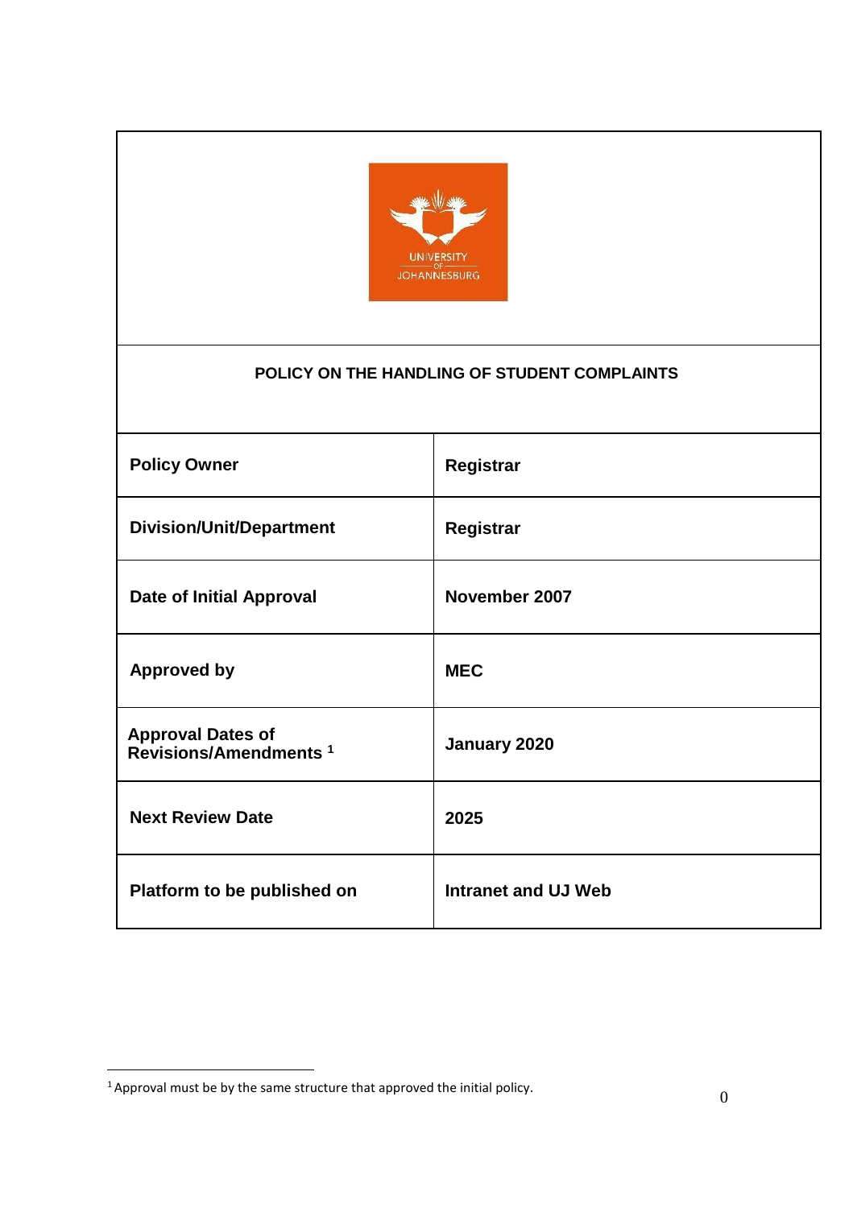# POLICY ON THE HANDLING OF STUDENT COMPLAINTS

| | |
|---|---|
| **Policy Owner** | **Registrar** |
| **Division/Unit/Department** | **Registrar** |
| **Date of Initial Approval** | **November 2007** |
| **Approved by** | **MEC** |
| **Approval Dates of Revisions/Amendments [1]** | **January 2020** |
| **Next Review Date** | **2025** |
| **Platform to be published on** | **Intranet and UJ Web** |

[1] Approval must be by the same structure that approved the initial policy.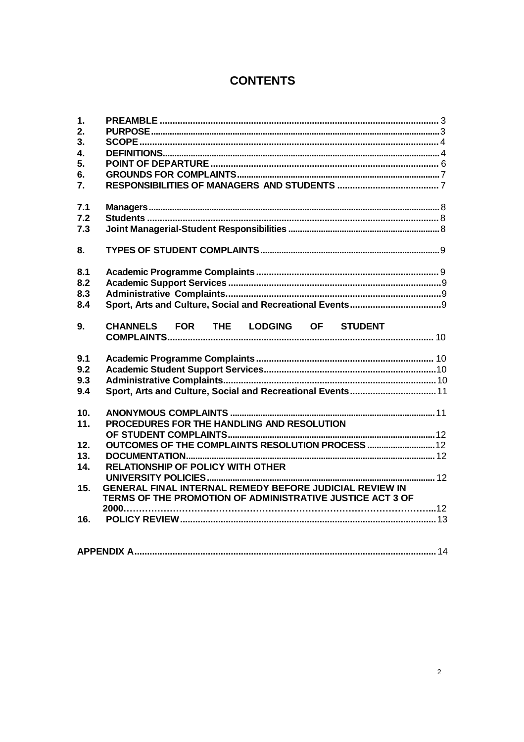# CONTENTS

| | | |
|---|---|---|
| **1.** | **PREAMBLE** | 3 |
| **2.** | **PURPOSE** | 3 |
| **3.** | **SCOPE** | 4 |
| **4.** | **DEFINITIONS** | 4 |
| **5.** | **POINT OF DEPARTURE** | 6 |
| **6.** | **GROUNDS FOR COMPLAINTS** | 7 |
| **7.** | **RESPONSIBILITIES OF MANAGERS AND STUDENTS** | 7 |
| **7.1** | **Managers** | 8 |
| **7.2** | **Students** | 8 |
| **7.3** | **Joint Managerial-Student Responsibilities** | 8 |
| **8.** | **TYPES OF STUDENT COMPLAINTS** | 9 |
| **8.1** | **Academic Programme Complaints** | 9 |
| **8.2** | **Academic Support Services** | 9 |
| **8.3** | **Administrative Complaints** | 9 |
| **8.4** | **Sport, Arts and Culture, Social and Recreational Events** | 9 |
| **9.** | **CHANNELS FOR THE LODGING OF STUDENT COMPLAINTS** | 10 |
| **9.1** | **Academic Programme Complaints** | 10 |
| **9.2** | **Academic Student Support Services** | 10 |
| **9.3** | **Administrative Complaints** | 10 |
| **9.4** | **Sport, Arts and Culture, Social and Recreational Events** | 11 |
| **10.** | **ANONYMOUS COMPLAINTS** | 11 |
| **11.** | **PROCEDURES FOR THE HANDLING AND RESOLUTION OF STUDENT COMPLAINTS** | 12 |
| **12.** | **OUTCOMES OF THE COMPLAINTS RESOLUTION PROCESS** | 12 |
| **13.** | **DOCUMENTATION** | 12 |
| **14.** | **RELATIONSHIP OF POLICY WITH OTHER UNIVERSITY POLICIES** | 12 |
| **15.** | **GENERAL FINAL INTERNAL REMEDY BEFORE JUDICIAL REVIEW IN TERMS OF THE PROMOTION OF ADMINISTRATIVE JUSTICE ACT 3 OF 2000** | 12 |
| **16.** | **POLICY REVIEW** | 13 |

**APPENDIX A** .......... 14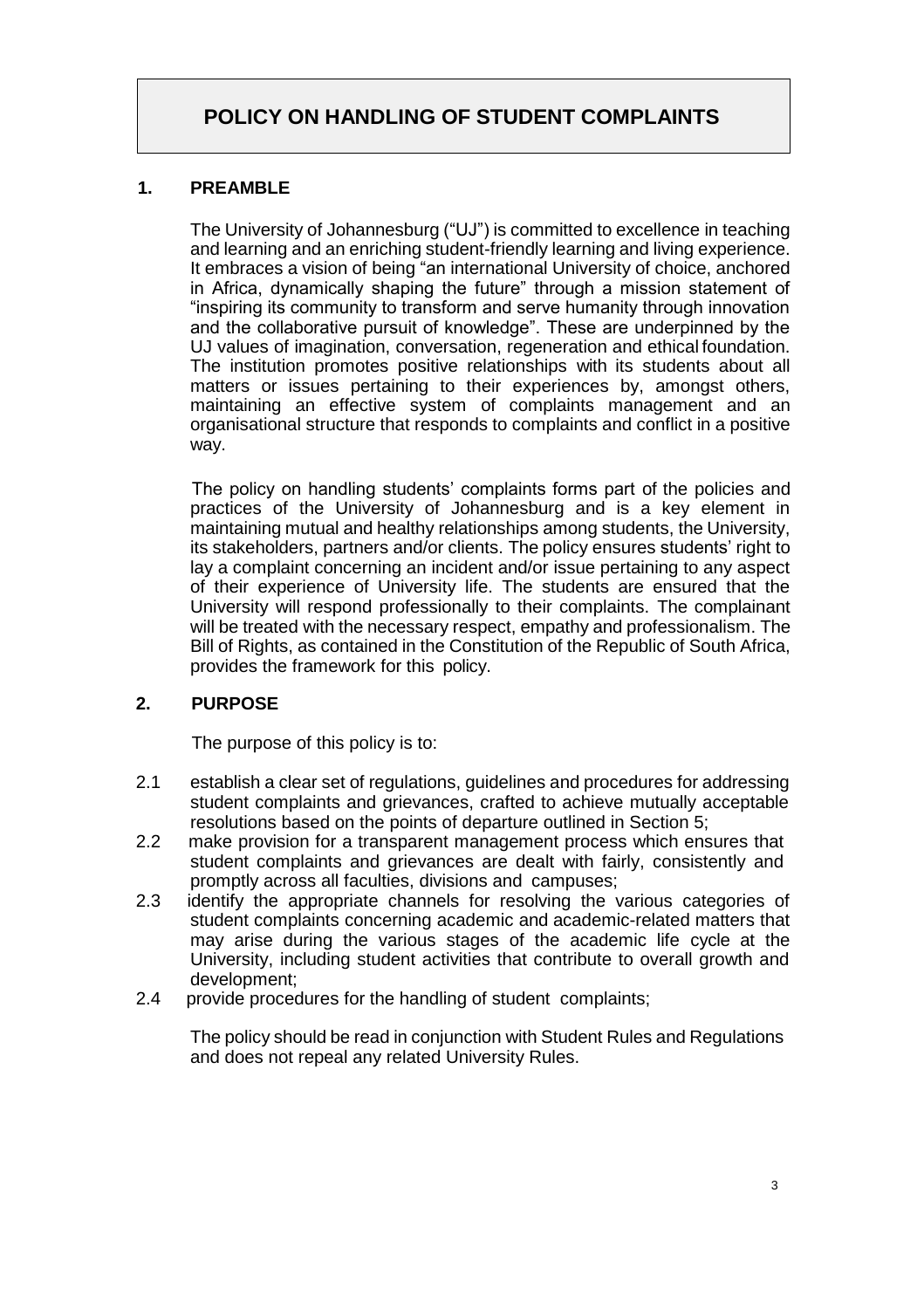# POLICY ON HANDLING OF STUDENT COMPLAINTS

## 1. PREAMBLE

The University of Johannesburg ("UJ") is committed to excellence in teaching and learning and an enriching student-friendly learning and living experience. It embraces a vision of being "an international University of choice, anchored in Africa, dynamically shaping the future" through a mission statement of "inspiring its community to transform and serve humanity through innovation and the collaborative pursuit of knowledge". These are underpinned by the UJ values of imagination, conversation, regeneration and ethical foundation. The institution promotes positive relationships with its students about all matters or issues pertaining to their experiences by, amongst others, maintaining an effective system of complaints management and an organisational structure that responds to complaints and conflict in a positive way.

The policy on handling students' complaints forms part of the policies and practices of the University of Johannesburg and is a key element in maintaining mutual and healthy relationships among students, the University, its stakeholders, partners and/or clients. The policy ensures students' right to lay a complaint concerning an incident and/or issue pertaining to any aspect of their experience of University life. The students are ensured that the University will respond professionally to their complaints. The complainant will be treated with the necessary respect, empathy and professionalism. The Bill of Rights, as contained in the Constitution of the Republic of South Africa, provides the framework for this policy.

## 2. PURPOSE

The purpose of this policy is to:

2.1 establish a clear set of regulations, guidelines and procedures for addressing student complaints and grievances, crafted to achieve mutually acceptable resolutions based on the points of departure outlined in Section 5;

2.2 make provision for a transparent management process which ensures that student complaints and grievances are dealt with fairly, consistently and promptly across all faculties, divisions and campuses;

2.3 identify the appropriate channels for resolving the various categories of student complaints concerning academic and academic-related matters that may arise during the various stages of the academic life cycle at the University, including student activities that contribute to overall growth and development;

2.4 provide procedures for the handling of student complaints;

The policy should be read in conjunction with Student Rules and Regulations and does not repeal any related University Rules.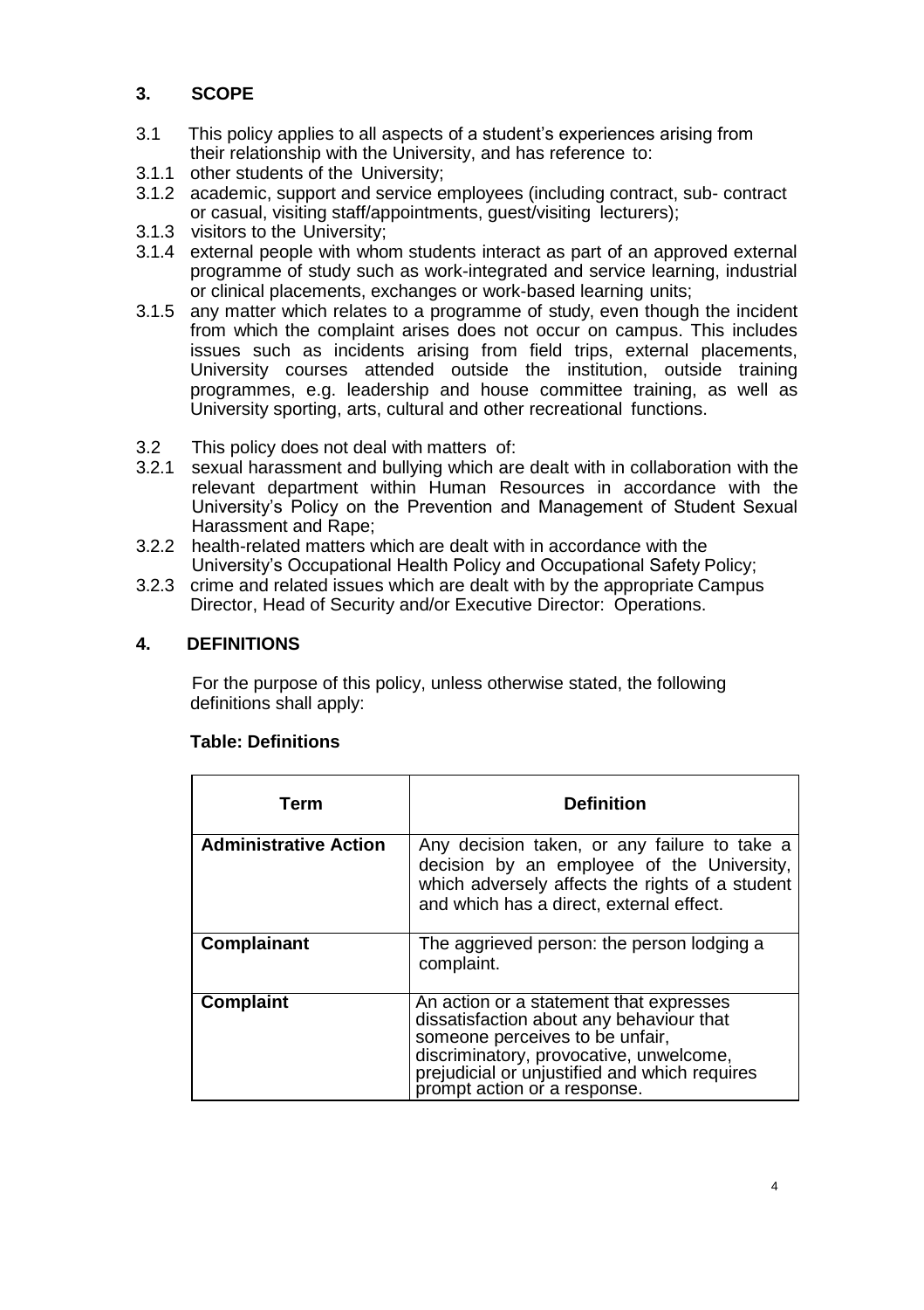## 3. SCOPE

3.1 This policy applies to all aspects of a student's experiences arising from their relationship with the University, and has reference to:

3.1.1 other students of the University;

3.1.2 academic, support and service employees (including contract, sub- contract or casual, visiting staff/appointments, guest/visiting lecturers);

3.1.3 visitors to the University;

3.1.4 external people with whom students interact as part of an approved external programme of study such as work-integrated and service learning, industrial or clinical placements, exchanges or work-based learning units;

3.1.5 any matter which relates to a programme of study, even though the incident from which the complaint arises does not occur on campus. This includes issues such as incidents arising from field trips, external placements, University courses attended outside the institution, outside training programmes, e.g. leadership and house committee training, as well as University sporting, arts, cultural and other recreational functions.

3.2 This policy does not deal with matters of:

3.2.1 sexual harassment and bullying which are dealt with in collaboration with the relevant department within Human Resources in accordance with the University's Policy on the Prevention and Management of Student Sexual Harassment and Rape;

3.2.2 health-related matters which are dealt with in accordance with the University's Occupational Health Policy and Occupational Safety Policy;

3.2.3 crime and related issues which are dealt with by the appropriate Campus Director, Head of Security and/or Executive Director: Operations.

## 4. DEFINITIONS

For the purpose of this policy, unless otherwise stated, the following definitions shall apply:

**Table: Definitions**

| Term | Definition |
|---|---|
| **Administrative Action** | Any decision taken, or any failure to take a decision by an employee of the University, which adversely affects the rights of a student and which has a direct, external effect. |
| **Complainant** | The aggrieved person: the person lodging a complaint. |
| **Complaint** | An action or a statement that expresses dissatisfaction about any behaviour that someone perceives to be unfair, discriminatory, provocative, unwelcome, prejudicial or unjustified and which requires prompt action or a response. |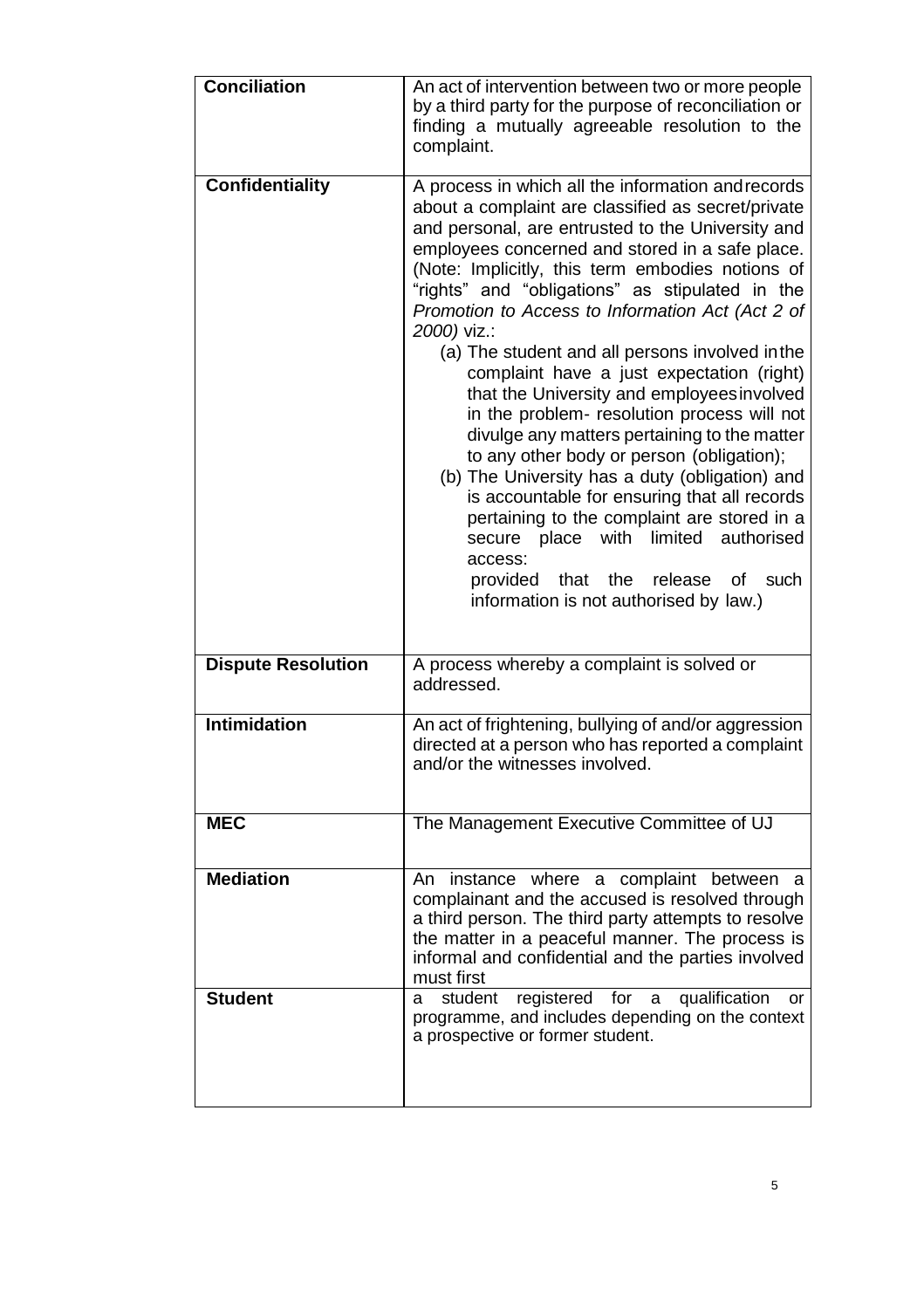| | |
|---|---|
| **Conciliation** | An act of intervention between two or more people by a third party for the purpose of reconciliation or finding a mutually agreeable resolution to the complaint. |
| **Confidentiality** | A process in which all the information and records about a complaint are classified as secret/private and personal, are entrusted to the University and employees concerned and stored in a safe place. (Note: Implicitly, this term embodies notions of "rights" and "obligations" as stipulated in the *Promotion to Access to Information Act (Act 2 of 2000)* viz.:<br>(a) The student and all persons involved in the complaint have a just expectation (right) that the University and employees involved in the problem- resolution process will not divulge any matters pertaining to the matter to any other body or person (obligation);<br>(b) The University has a duty (obligation) and is accountable for ensuring that all records pertaining to the complaint are stored in a secure place with limited authorised access:<br>provided that the release of such information is not authorised by law.) |
| **Dispute Resolution** | A process whereby a complaint is solved or addressed. |
| **Intimidation** | An act of frightening, bullying of and/or aggression directed at a person who has reported a complaint and/or the witnesses involved. |
| **MEC** | The Management Executive Committee of UJ |
| **Mediation** | An instance where a complaint between a complainant and the accused is resolved through a third person. The third party attempts to resolve the matter in a peaceful manner. The process is informal and confidential and the parties involved must first |
| **Student** | a student registered for a qualification or programme, and includes depending on the context a prospective or former student. |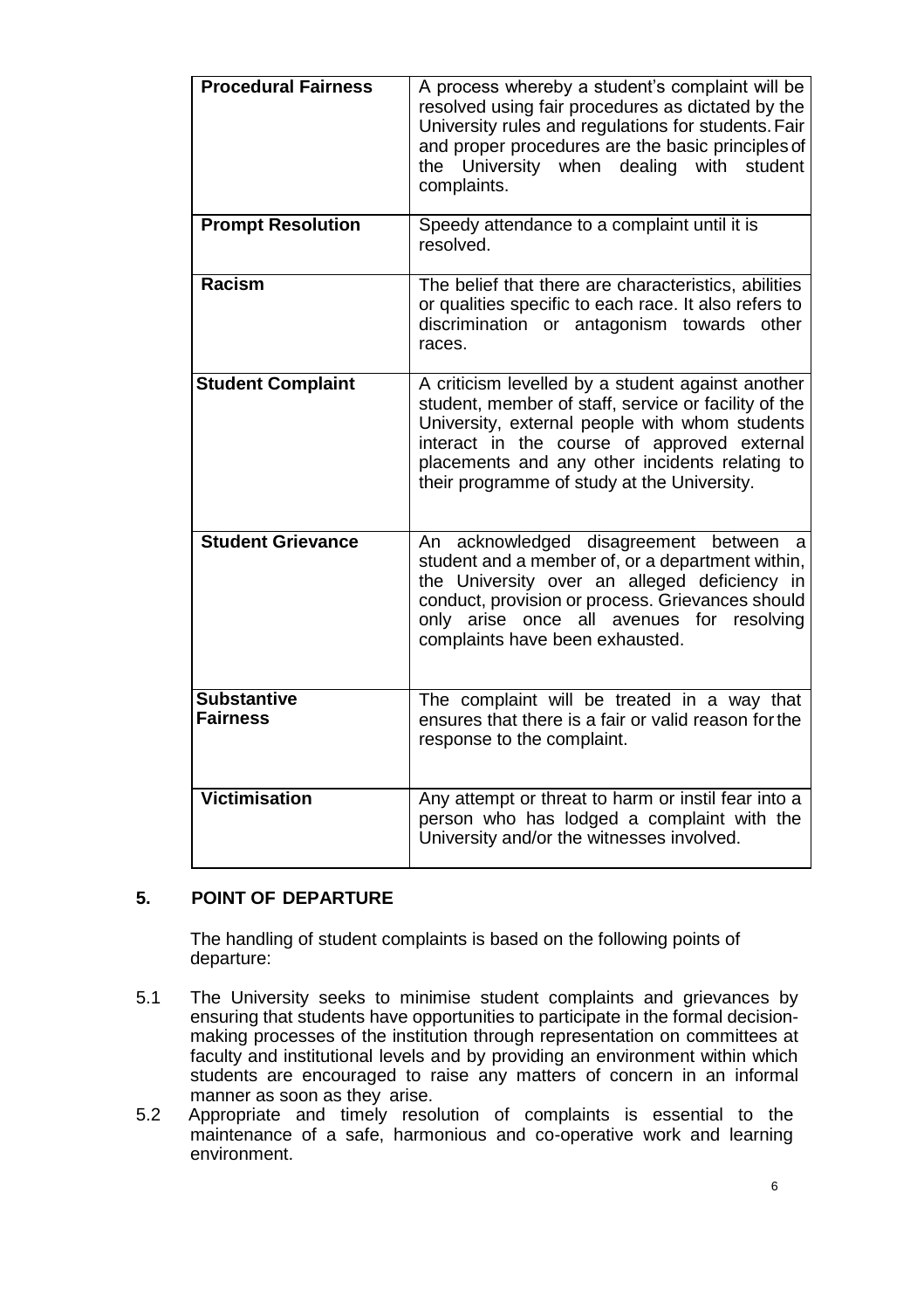| | |
|---|---|
| **Procedural Fairness** | A process whereby a student's complaint will be resolved using fair procedures as dictated by the University rules and regulations for students. Fair and proper procedures are the basic principles of the University when dealing with student complaints. |
| **Prompt Resolution** | Speedy attendance to a complaint until it is resolved. |
| **Racism** | The belief that there are characteristics, abilities or qualities specific to each race. It also refers to discrimination or antagonism towards other races. |
| **Student Complaint** | A criticism levelled by a student against another student, member of staff, service or facility of the University, external people with whom students interact in the course of approved external placements and any other incidents relating to their programme of study at the University. |
| **Student Grievance** | An acknowledged disagreement between a student and a member of, or a department within, the University over an alleged deficiency in conduct, provision or process. Grievances should only arise once all avenues for resolving complaints have been exhausted. |
| **Substantive Fairness** | The complaint will be treated in a way that ensures that there is a fair or valid reason for the response to the complaint. |
| **Victimisation** | Any attempt or threat to harm or instil fear into a person who has lodged a complaint with the University and/or the witnesses involved. |

## 5. POINT OF DEPARTURE

The handling of student complaints is based on the following points of departure:

5.1 The University seeks to minimise student complaints and grievances by ensuring that students have opportunities to participate in the formal decision-making processes of the institution through representation on committees at faculty and institutional levels and by providing an environment within which students are encouraged to raise any matters of concern in an informal manner as soon as they arise.

5.2 Appropriate and timely resolution of complaints is essential to the maintenance of a safe, harmonious and co-operative work and learning environment.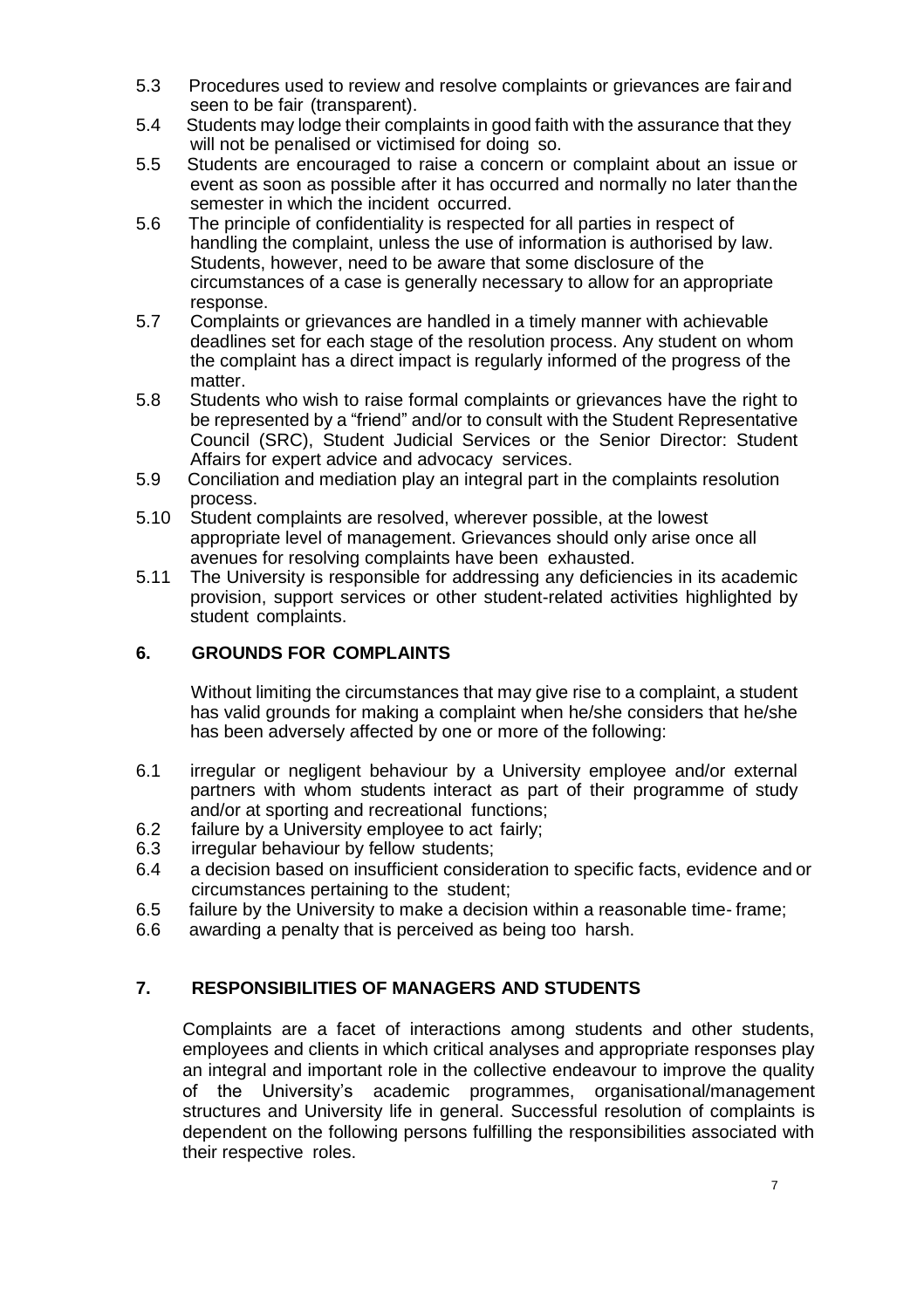5.3 Procedures used to review and resolve complaints or grievances are fair and seen to be fair (transparent).

5.4 Students may lodge their complaints in good faith with the assurance that they will not be penalised or victimised for doing so.

5.5 Students are encouraged to raise a concern or complaint about an issue or event as soon as possible after it has occurred and normally no later than the semester in which the incident occurred.

5.6 The principle of confidentiality is respected for all parties in respect of handling the complaint, unless the use of information is authorised by law. Students, however, need to be aware that some disclosure of the circumstances of a case is generally necessary to allow for an appropriate response.

5.7 Complaints or grievances are handled in a timely manner with achievable deadlines set for each stage of the resolution process. Any student on whom the complaint has a direct impact is regularly informed of the progress of the matter.

5.8 Students who wish to raise formal complaints or grievances have the right to be represented by a "friend" and/or to consult with the Student Representative Council (SRC), Student Judicial Services or the Senior Director: Student Affairs for expert advice and advocacy services.

5.9 Conciliation and mediation play an integral part in the complaints resolution process.

5.10 Student complaints are resolved, wherever possible, at the lowest appropriate level of management. Grievances should only arise once all avenues for resolving complaints have been exhausted.

5.11 The University is responsible for addressing any deficiencies in its academic provision, support services or other student-related activities highlighted by student complaints.

## 6. GROUNDS FOR COMPLAINTS

Without limiting the circumstances that may give rise to a complaint, a student has valid grounds for making a complaint when he/she considers that he/she has been adversely affected by one or more of the following:

6.1 irregular or negligent behaviour by a University employee and/or external partners with whom students interact as part of their programme of study and/or at sporting and recreational functions;

6.2 failure by a University employee to act fairly;

6.3 irregular behaviour by fellow students;

6.4 a decision based on insufficient consideration to specific facts, evidence and or circumstances pertaining to the student;

6.5 failure by the University to make a decision within a reasonable time- frame;

6.6 awarding a penalty that is perceived as being too harsh.

## 7. RESPONSIBILITIES OF MANAGERS AND STUDENTS

Complaints are a facet of interactions among students and other students, employees and clients in which critical analyses and appropriate responses play an integral and important role in the collective endeavour to improve the quality of the University's academic programmes, organisational/management structures and University life in general. Successful resolution of complaints is dependent on the following persons fulfilling the responsibilities associated with their respective roles.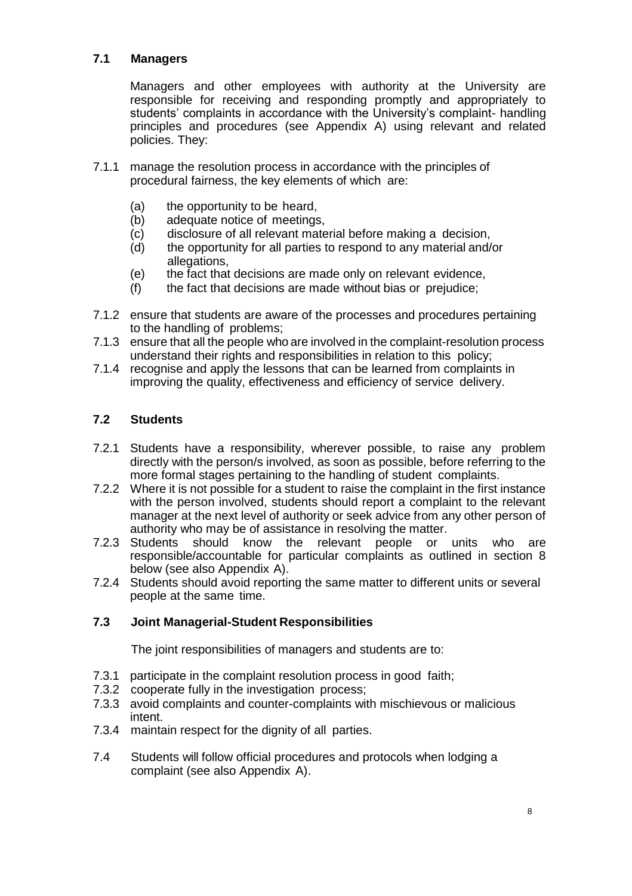### 7.1 Managers

Managers and other employees with authority at the University are responsible for receiving and responding promptly and appropriately to students' complaints in accordance with the University's complaint- handling principles and procedures (see Appendix A) using relevant and related policies. They:

7.1.1 manage the resolution process in accordance with the principles of procedural fairness, the key elements of which are:

- (a) the opportunity to be heard,
- (b) adequate notice of meetings,
- (c) disclosure of all relevant material before making a decision,
- (d) the opportunity for all parties to respond to any material and/or allegations,
- (e) the fact that decisions are made only on relevant evidence,
- (f) the fact that decisions are made without bias or prejudice;

7.1.2 ensure that students are aware of the processes and procedures pertaining to the handling of problems;

7.1.3 ensure that all the people who are involved in the complaint-resolution process understand their rights and responsibilities in relation to this policy;

7.1.4 recognise and apply the lessons that can be learned from complaints in improving the quality, effectiveness and efficiency of service delivery.

### 7.2 Students

7.2.1 Students have a responsibility, wherever possible, to raise any problem directly with the person/s involved, as soon as possible, before referring to the more formal stages pertaining to the handling of student complaints.

7.2.2 Where it is not possible for a student to raise the complaint in the first instance with the person involved, students should report a complaint to the relevant manager at the next level of authority or seek advice from any other person of authority who may be of assistance in resolving the matter.

7.2.3 Students should know the relevant people or units who are responsible/accountable for particular complaints as outlined in section 8 below (see also Appendix A).

7.2.4 Students should avoid reporting the same matter to different units or several people at the same time.

### 7.3 Joint Managerial-Student Responsibilities

The joint responsibilities of managers and students are to:

7.3.1 participate in the complaint resolution process in good faith;

7.3.2 cooperate fully in the investigation process;

7.3.3 avoid complaints and counter-complaints with mischievous or malicious intent.

7.3.4 maintain respect for the dignity of all parties.

7.4 Students will follow official procedures and protocols when lodging a complaint (see also Appendix A).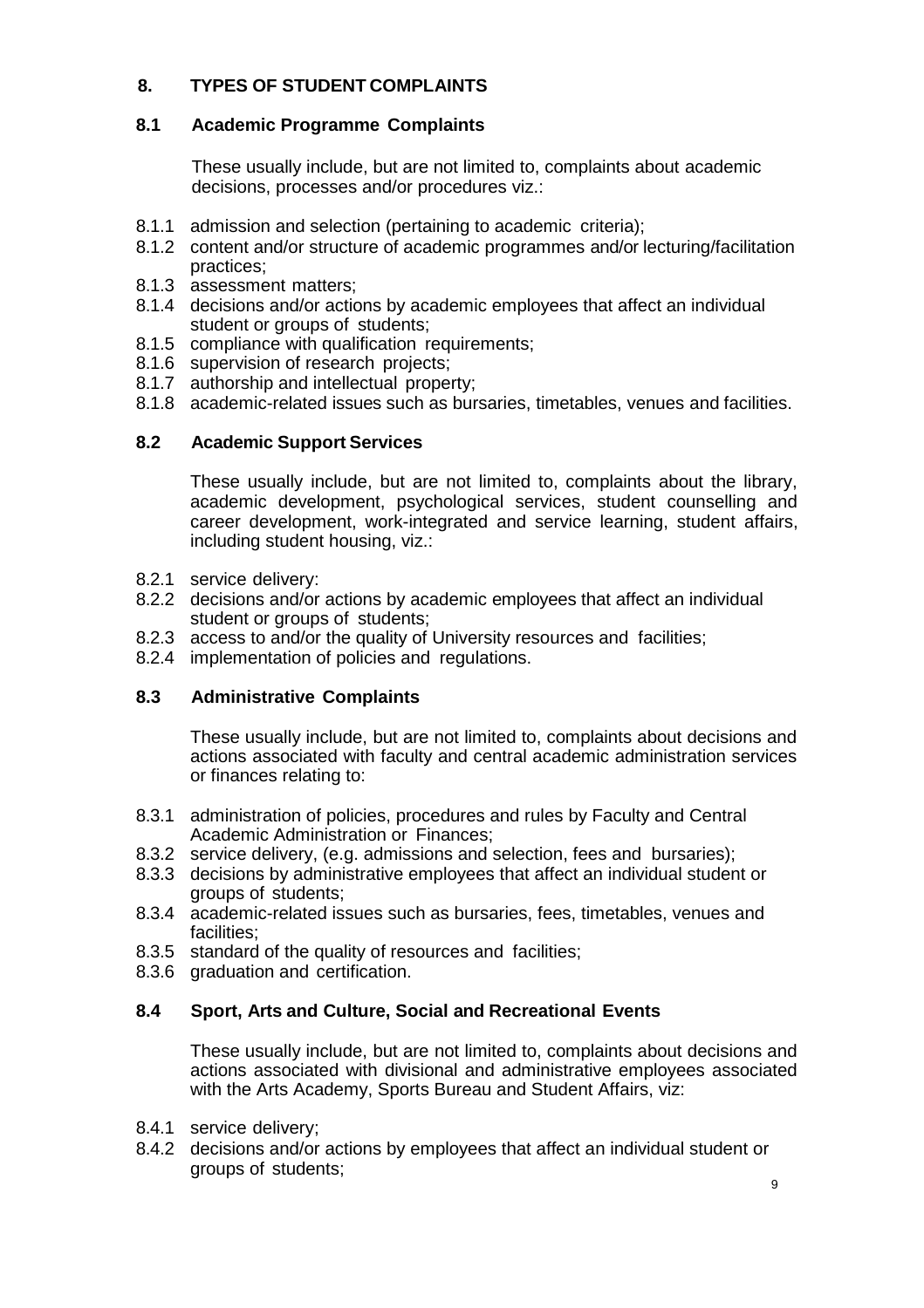## 8. TYPES OF STUDENT COMPLAINTS

### 8.1 Academic Programme Complaints

These usually include, but are not limited to, complaints about academic decisions, processes and/or procedures viz.:

- 8.1.1 admission and selection (pertaining to academic criteria);
- 8.1.2 content and/or structure of academic programmes and/or lecturing/facilitation practices;
- 8.1.3 assessment matters;
- 8.1.4 decisions and/or actions by academic employees that affect an individual student or groups of students;
- 8.1.5 compliance with qualification requirements;
- 8.1.6 supervision of research projects;
- 8.1.7 authorship and intellectual property;
- 8.1.8 academic-related issues such as bursaries, timetables, venues and facilities.

### 8.2 Academic Support Services

These usually include, but are not limited to, complaints about the library, academic development, psychological services, student counselling and career development, work-integrated and service learning, student affairs, including student housing, viz.:

- 8.2.1 service delivery:
- 8.2.2 decisions and/or actions by academic employees that affect an individual student or groups of students;
- 8.2.3 access to and/or the quality of University resources and facilities;
- 8.2.4 implementation of policies and regulations.

### 8.3 Administrative Complaints

These usually include, but are not limited to, complaints about decisions and actions associated with faculty and central academic administration services or finances relating to:

- 8.3.1 administration of policies, procedures and rules by Faculty and Central Academic Administration or Finances;
- 8.3.2 service delivery, (e.g. admissions and selection, fees and bursaries);
- 8.3.3 decisions by administrative employees that affect an individual student or groups of students;
- 8.3.4 academic-related issues such as bursaries, fees, timetables, venues and facilities;
- 8.3.5 standard of the quality of resources and facilities;
- 8.3.6 graduation and certification.

### 8.4 Sport, Arts and Culture, Social and Recreational Events

These usually include, but are not limited to, complaints about decisions and actions associated with divisional and administrative employees associated with the Arts Academy, Sports Bureau and Student Affairs, viz:

- 8.4.1 service delivery;
- 8.4.2 decisions and/or actions by employees that affect an individual student or groups of students;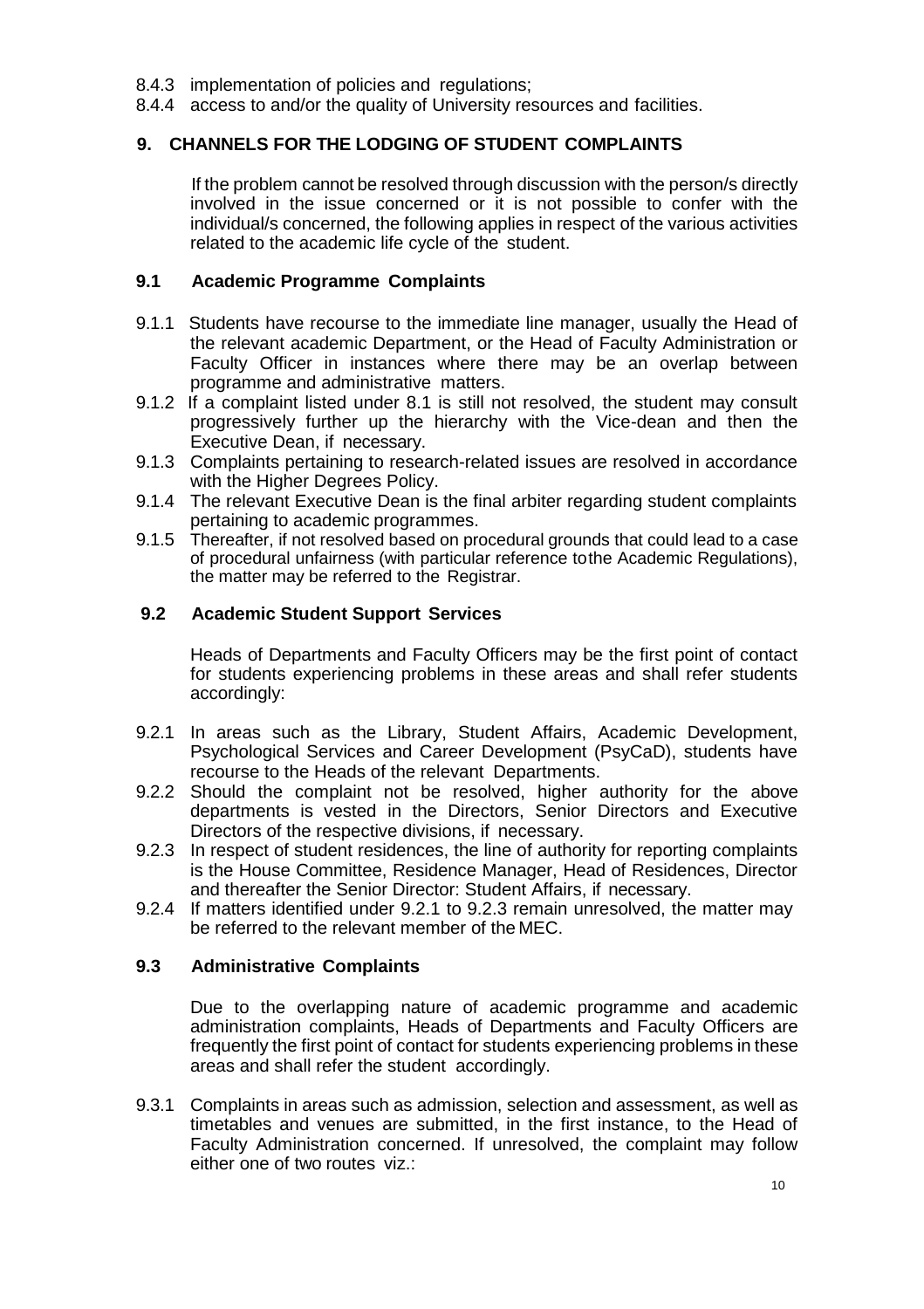8.4.3 implementation of policies and regulations;

8.4.4 access to and/or the quality of University resources and facilities.

## 9. CHANNELS FOR THE LODGING OF STUDENT COMPLAINTS

If the problem cannot be resolved through discussion with the person/s directly involved in the issue concerned or it is not possible to confer with the individual/s concerned, the following applies in respect of the various activities related to the academic life cycle of the student.

### 9.1 Academic Programme Complaints

9.1.1 Students have recourse to the immediate line manager, usually the Head of the relevant academic Department, or the Head of Faculty Administration or Faculty Officer in instances where there may be an overlap between programme and administrative matters.

9.1.2 If a complaint listed under 8.1 is still not resolved, the student may consult progressively further up the hierarchy with the Vice-dean and then the Executive Dean, if necessary.

9.1.3 Complaints pertaining to research-related issues are resolved in accordance with the Higher Degrees Policy.

9.1.4 The relevant Executive Dean is the final arbiter regarding student complaints pertaining to academic programmes.

9.1.5 Thereafter, if not resolved based on procedural grounds that could lead to a case of procedural unfairness (with particular reference tothe Academic Regulations), the matter may be referred to the Registrar.

### 9.2 Academic Student Support Services

Heads of Departments and Faculty Officers may be the first point of contact for students experiencing problems in these areas and shall refer students accordingly:

9.2.1 In areas such as the Library, Student Affairs, Academic Development, Psychological Services and Career Development (PsyCaD), students have recourse to the Heads of the relevant Departments.

9.2.2 Should the complaint not be resolved, higher authority for the above departments is vested in the Directors, Senior Directors and Executive Directors of the respective divisions, if necessary.

9.2.3 In respect of student residences, the line of authority for reporting complaints is the House Committee, Residence Manager, Head of Residences, Director and thereafter the Senior Director: Student Affairs, if necessary.

9.2.4 If matters identified under 9.2.1 to 9.2.3 remain unresolved, the matter may be referred to the relevant member of the MEC.

### 9.3 Administrative Complaints

Due to the overlapping nature of academic programme and academic administration complaints, Heads of Departments and Faculty Officers are frequently the first point of contact for students experiencing problems in these areas and shall refer the student accordingly.

9.3.1 Complaints in areas such as admission, selection and assessment, as well as timetables and venues are submitted, in the first instance, to the Head of Faculty Administration concerned. If unresolved, the complaint may follow either one of two routes viz.: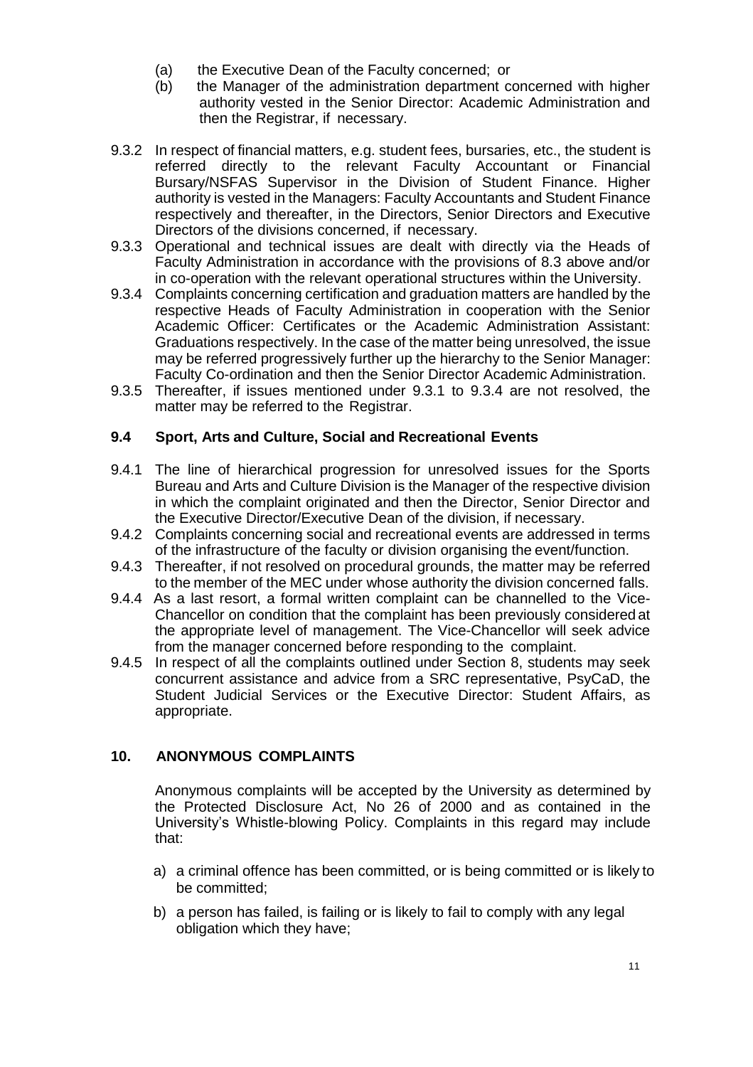(a) the Executive Dean of the Faculty concerned; or

(b) the Manager of the administration department concerned with higher authority vested in the Senior Director: Academic Administration and then the Registrar, if necessary.

9.3.2 In respect of financial matters, e.g. student fees, bursaries, etc., the student is referred directly to the relevant Faculty Accountant or Financial Bursary/NSFAS Supervisor in the Division of Student Finance. Higher authority is vested in the Managers: Faculty Accountants and Student Finance respectively and thereafter, in the Directors, Senior Directors and Executive Directors of the divisions concerned, if necessary.

9.3.3 Operational and technical issues are dealt with directly via the Heads of Faculty Administration in accordance with the provisions of 8.3 above and/or in co-operation with the relevant operational structures within the University.

9.3.4 Complaints concerning certification and graduation matters are handled by the respective Heads of Faculty Administration in cooperation with the Senior Academic Officer: Certificates or the Academic Administration Assistant: Graduations respectively. In the case of the matter being unresolved, the issue may be referred progressively further up the hierarchy to the Senior Manager: Faculty Co-ordination and then the Senior Director Academic Administration.

9.3.5 Thereafter, if issues mentioned under 9.3.1 to 9.3.4 are not resolved, the matter may be referred to the Registrar.

### 9.4 Sport, Arts and Culture, Social and Recreational Events

9.4.1 The line of hierarchical progression for unresolved issues for the Sports Bureau and Arts and Culture Division is the Manager of the respective division in which the complaint originated and then the Director, Senior Director and the Executive Director/Executive Dean of the division, if necessary.

9.4.2 Complaints concerning social and recreational events are addressed in terms of the infrastructure of the faculty or division organising the event/function.

9.4.3 Thereafter, if not resolved on procedural grounds, the matter may be referred to the member of the MEC under whose authority the division concerned falls.

9.4.4 As a last resort, a formal written complaint can be channelled to the Vice-Chancellor on condition that the complaint has been previously considered at the appropriate level of management. The Vice-Chancellor will seek advice from the manager concerned before responding to the complaint.

9.4.5 In respect of all the complaints outlined under Section 8, students may seek concurrent assistance and advice from a SRC representative, PsyCaD, the Student Judicial Services or the Executive Director: Student Affairs, as appropriate.

## 10. ANONYMOUS COMPLAINTS

Anonymous complaints will be accepted by the University as determined by the Protected Disclosure Act, No 26 of 2000 and as contained in the University's Whistle-blowing Policy. Complaints in this regard may include that:

a) a criminal offence has been committed, or is being committed or is likely to be committed;

b) a person has failed, is failing or is likely to fail to comply with any legal obligation which they have;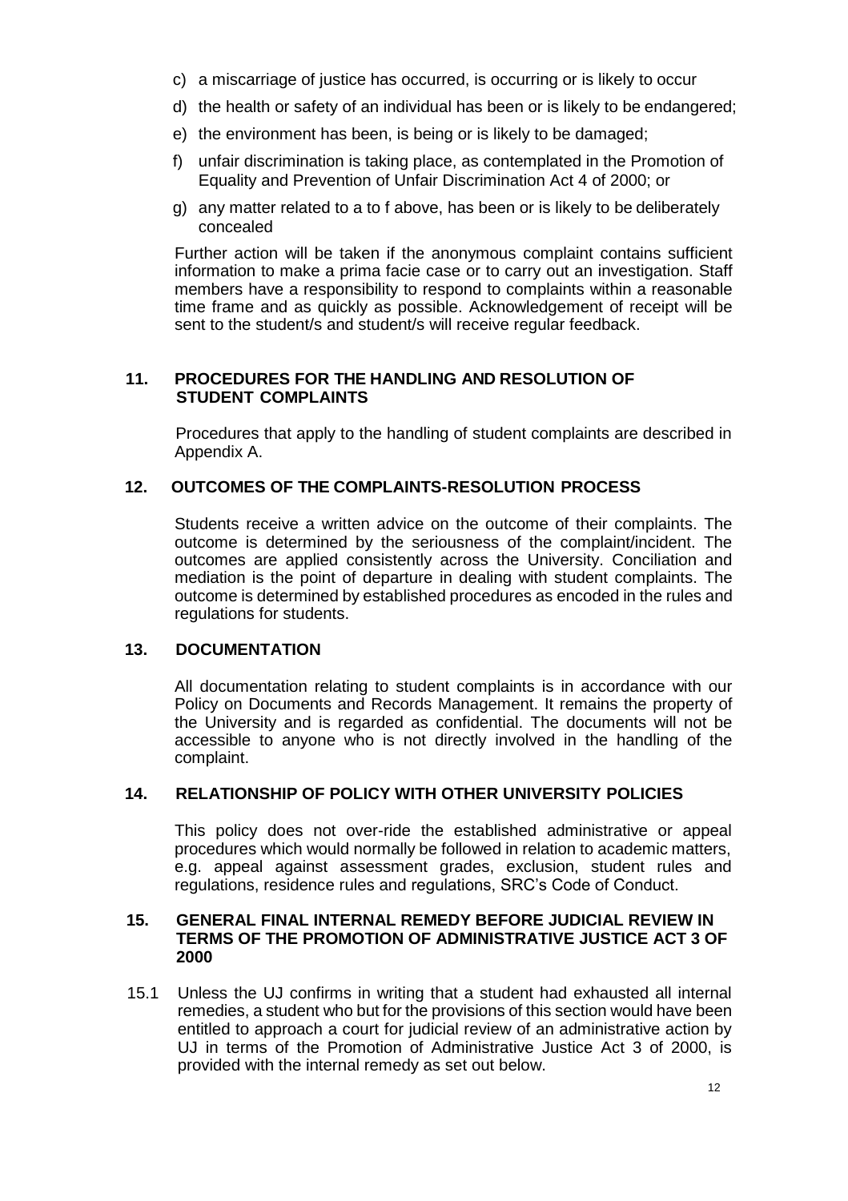c) a miscarriage of justice has occurred, is occurring or is likely to occur
d) the health or safety of an individual has been or is likely to be endangered;
e) the environment has been, is being or is likely to be damaged;
f) unfair discrimination is taking place, as contemplated in the Promotion of Equality and Prevention of Unfair Discrimination Act 4 of 2000; or
g) any matter related to a to f above, has been or is likely to be deliberately concealed

Further action will be taken if the anonymous complaint contains sufficient information to make a prima facie case or to carry out an investigation. Staff members have a responsibility to respond to complaints within a reasonable time frame and as quickly as possible. Acknowledgement of receipt will be sent to the student/s and student/s will receive regular feedback.

## 11. PROCEDURES FOR THE HANDLING AND RESOLUTION OF STUDENT COMPLAINTS

Procedures that apply to the handling of student complaints are described in Appendix A.

## 12. OUTCOMES OF THE COMPLAINTS-RESOLUTION PROCESS

Students receive a written advice on the outcome of their complaints. The outcome is determined by the seriousness of the complaint/incident. The outcomes are applied consistently across the University. Conciliation and mediation is the point of departure in dealing with student complaints. The outcome is determined by established procedures as encoded in the rules and regulations for students.

## 13. DOCUMENTATION

All documentation relating to student complaints is in accordance with our Policy on Documents and Records Management. It remains the property of the University and is regarded as confidential. The documents will not be accessible to anyone who is not directly involved in the handling of the complaint.

## 14. RELATIONSHIP OF POLICY WITH OTHER UNIVERSITY POLICIES

This policy does not over-ride the established administrative or appeal procedures which would normally be followed in relation to academic matters, e.g. appeal against assessment grades, exclusion, student rules and regulations, residence rules and regulations, SRC's Code of Conduct.

## 15. GENERAL FINAL INTERNAL REMEDY BEFORE JUDICIAL REVIEW IN TERMS OF THE PROMOTION OF ADMINISTRATIVE JUSTICE ACT 3 OF 2000

15.1 Unless the UJ confirms in writing that a student had exhausted all internal remedies, a student who but for the provisions of this section would have been entitled to approach a court for judicial review of an administrative action by UJ in terms of the Promotion of Administrative Justice Act 3 of 2000, is provided with the internal remedy as set out below.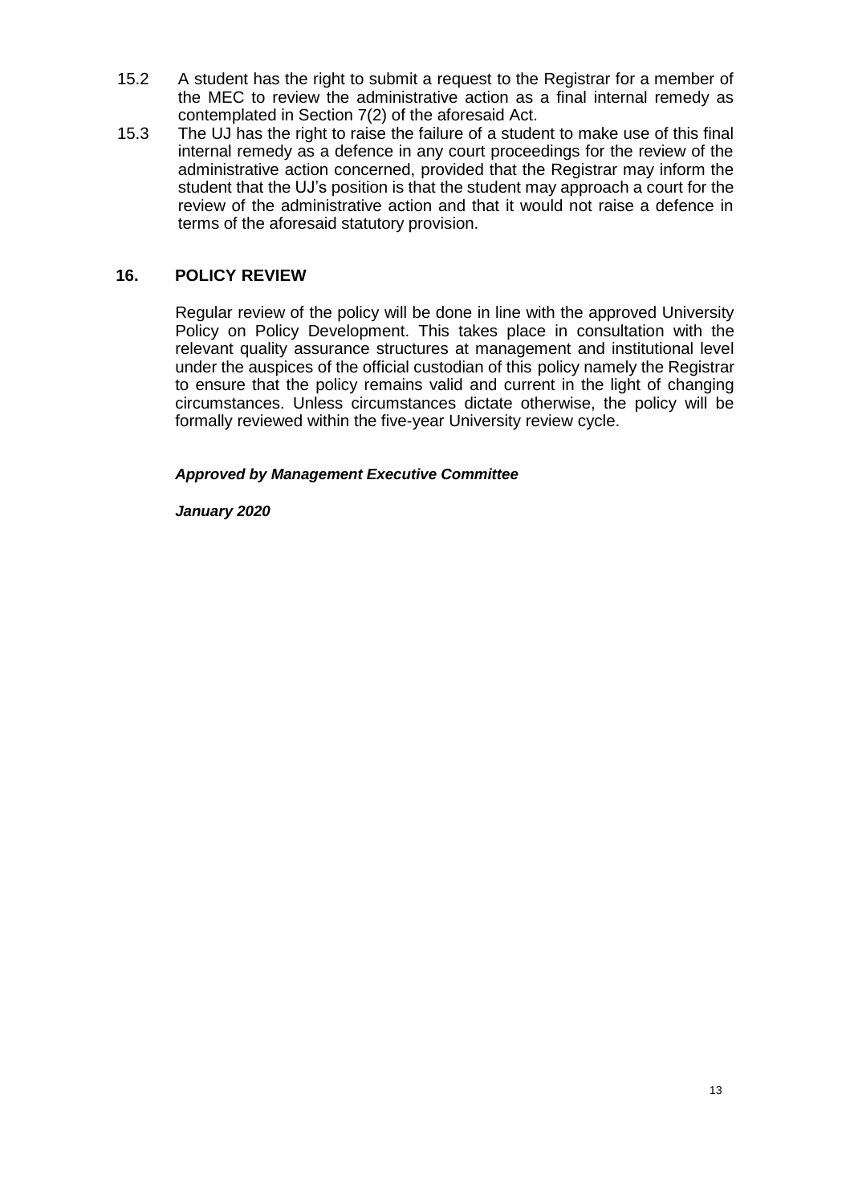15.2 A student has the right to submit a request to the Registrar for a member of the MEC to review the administrative action as a final internal remedy as contemplated in Section 7(2) of the aforesaid Act.

15.3 The UJ has the right to raise the failure of a student to make use of this final internal remedy as a defence in any court proceedings for the review of the administrative action concerned, provided that the Registrar may inform the student that the UJ's position is that the student may approach a court for the review of the administrative action and that it would not raise a defence in terms of the aforesaid statutory provision.

## 16. POLICY REVIEW

Regular review of the policy will be done in line with the approved University Policy on Policy Development. This takes place in consultation with the relevant quality assurance structures at management and institutional level under the auspices of the official custodian of this policy namely the Registrar to ensure that the policy remains valid and current in the light of changing circumstances. Unless circumstances dictate otherwise, the policy will be formally reviewed within the five-year University review cycle.

***Approved by Management Executive Committee***

***January 2020***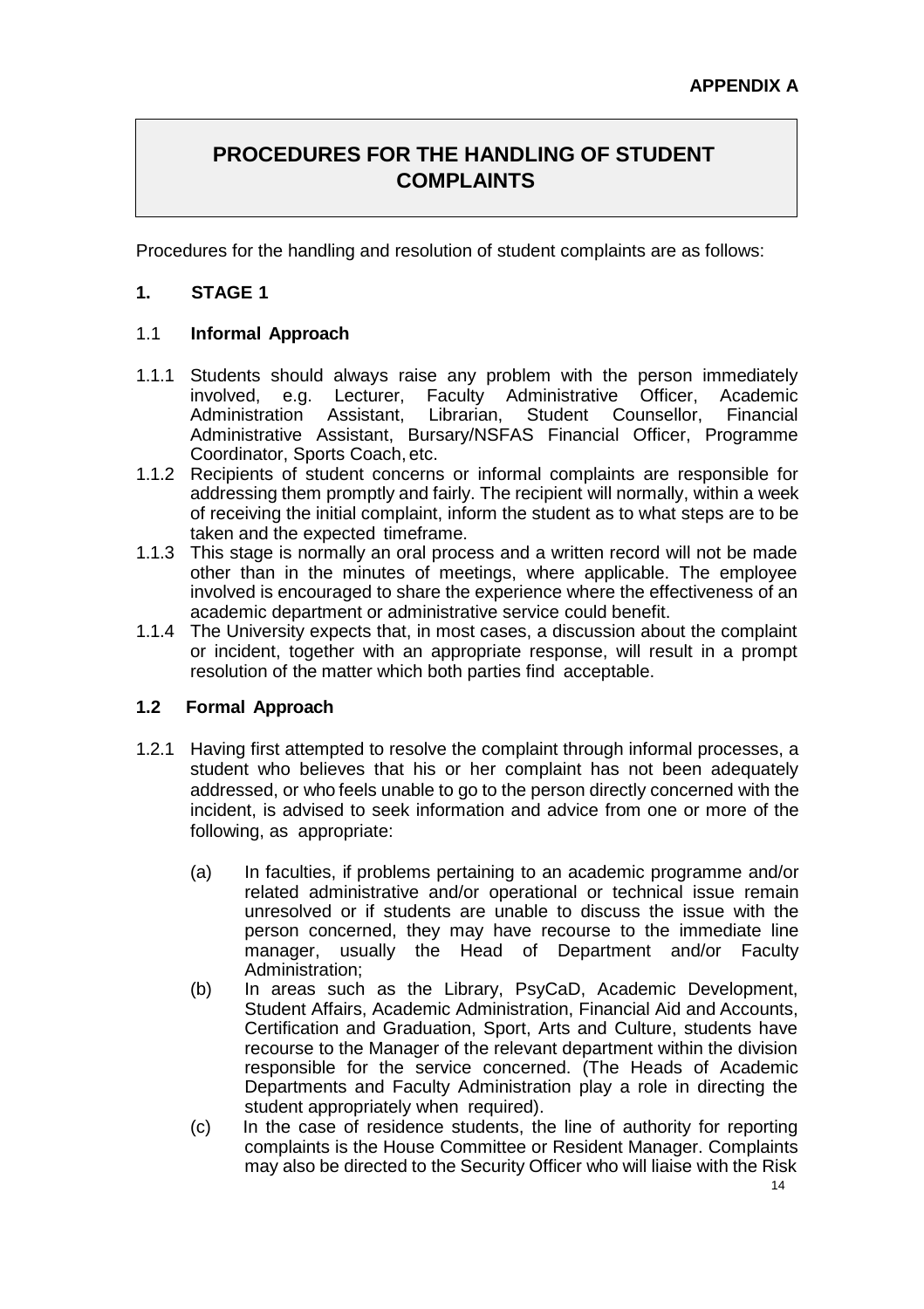**APPENDIX A**

# PROCEDURES FOR THE HANDLING OF STUDENT COMPLAINTS

Procedures for the handling and resolution of student complaints are as follows:

## 1. STAGE 1

### 1.1 Informal Approach

1.1.1 Students should always raise any problem with the person immediately involved, e.g. Lecturer, Faculty Administrative Officer, Academic Administration Assistant, Librarian, Student Counsellor, Financial Administrative Assistant, Bursary/NSFAS Financial Officer, Programme Coordinator, Sports Coach, etc.

1.1.2 Recipients of student concerns or informal complaints are responsible for addressing them promptly and fairly. The recipient will normally, within a week of receiving the initial complaint, inform the student as to what steps are to be taken and the expected timeframe.

1.1.3 This stage is normally an oral process and a written record will not be made other than in the minutes of meetings, where applicable. The employee involved is encouraged to share the experience where the effectiveness of an academic department or administrative service could benefit.

1.1.4 The University expects that, in most cases, a discussion about the complaint or incident, together with an appropriate response, will result in a prompt resolution of the matter which both parties find acceptable.

### 1.2 Formal Approach

1.2.1 Having first attempted to resolve the complaint through informal processes, a student who believes that his or her complaint has not been adequately addressed, or who feels unable to go to the person directly concerned with the incident, is advised to seek information and advice from one or more of the following, as appropriate:

(a) In faculties, if problems pertaining to an academic programme and/or related administrative and/or operational or technical issue remain unresolved or if students are unable to discuss the issue with the person concerned, they may have recourse to the immediate line manager, usually the Head of Department and/or Faculty Administration;

(b) In areas such as the Library, PsyCaD, Academic Development, Student Affairs, Academic Administration, Financial Aid and Accounts, Certification and Graduation, Sport, Arts and Culture, students have recourse to the Manager of the relevant department within the division responsible for the service concerned. (The Heads of Academic Departments and Faculty Administration play a role in directing the student appropriately when required).

(c) In the case of residence students, the line of authority for reporting complaints is the House Committee or Resident Manager. Complaints may also be directed to the Security Officer who will liaise with the Risk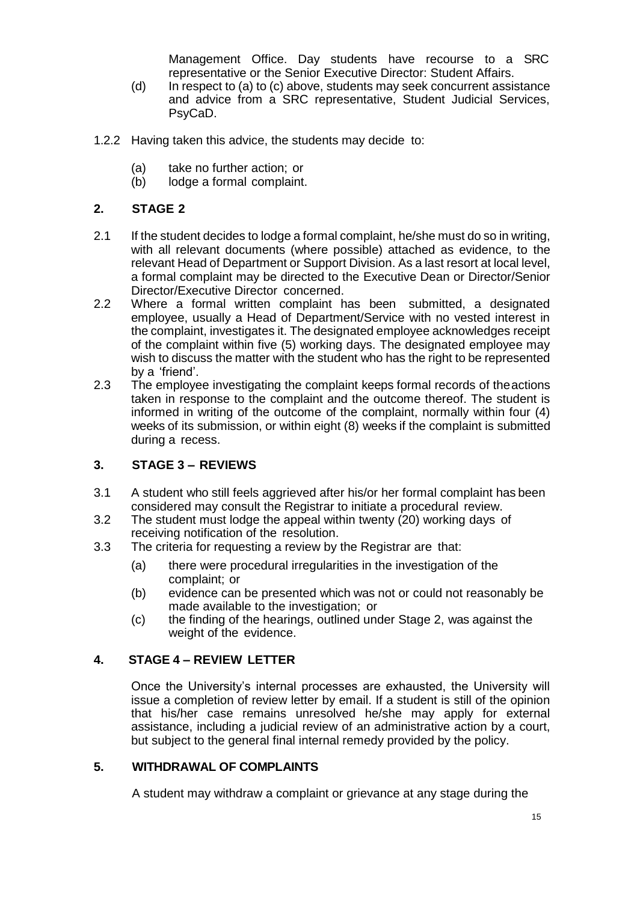Management Office. Day students have recourse to a SRC representative or the Senior Executive Director: Student Affairs.

(d) In respect to (a) to (c) above, students may seek concurrent assistance and advice from a SRC representative, Student Judicial Services, PsyCaD.

1.2.2 Having taken this advice, the students may decide to:

(a) take no further action; or
(b) lodge a formal complaint.

## 2. STAGE 2

2.1 If the student decides to lodge a formal complaint, he/she must do so in writing, with all relevant documents (where possible) attached as evidence, to the relevant Head of Department or Support Division. As a last resort at local level, a formal complaint may be directed to the Executive Dean or Director/Senior Director/Executive Director concerned.

2.2 Where a formal written complaint has been submitted, a designated employee, usually a Head of Department/Service with no vested interest in the complaint, investigates it. The designated employee acknowledges receipt of the complaint within five (5) working days. The designated employee may wish to discuss the matter with the student who has the right to be represented by a 'friend'.

2.3 The employee investigating the complaint keeps formal records of the actions taken in response to the complaint and the outcome thereof. The student is informed in writing of the outcome of the complaint, normally within four (4) weeks of its submission, or within eight (8) weeks if the complaint is submitted during a recess.

## 3. STAGE 3 – REVIEWS

3.1 A student who still feels aggrieved after his/or her formal complaint has been considered may consult the Registrar to initiate a procedural review.

3.2 The student must lodge the appeal within twenty (20) working days of receiving notification of the resolution.

3.3 The criteria for requesting a review by the Registrar are that:

(a) there were procedural irregularities in the investigation of the complaint; or
(b) evidence can be presented which was not or could not reasonably be made available to the investigation; or
(c) the finding of the hearings, outlined under Stage 2, was against the weight of the evidence.

## 4. STAGE 4 – REVIEW LETTER

Once the University's internal processes are exhausted, the University will issue a completion of review letter by email. If a student is still of the opinion that his/her case remains unresolved he/she may apply for external assistance, including a judicial review of an administrative action by a court, but subject to the general final internal remedy provided by the policy.

## 5. WITHDRAWAL OF COMPLAINTS

A student may withdraw a complaint or grievance at any stage during the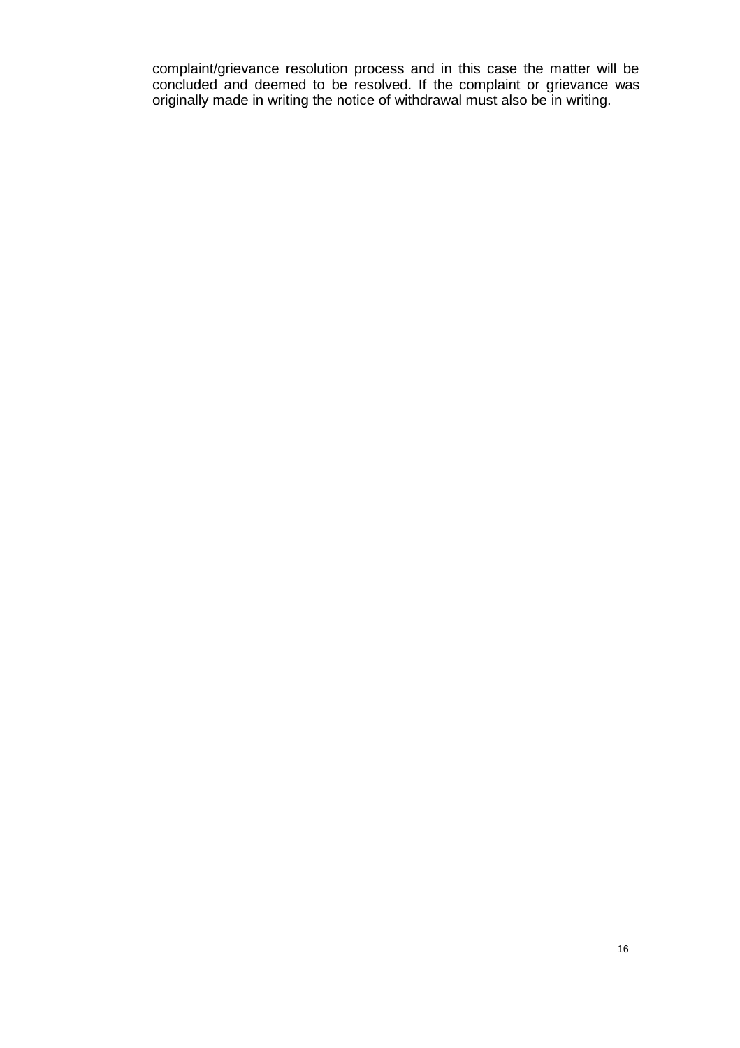complaint/grievance resolution process and in this case the matter will be concluded and deemed to be resolved. If the complaint or grievance was originally made in writing the notice of withdrawal must also be in writing.